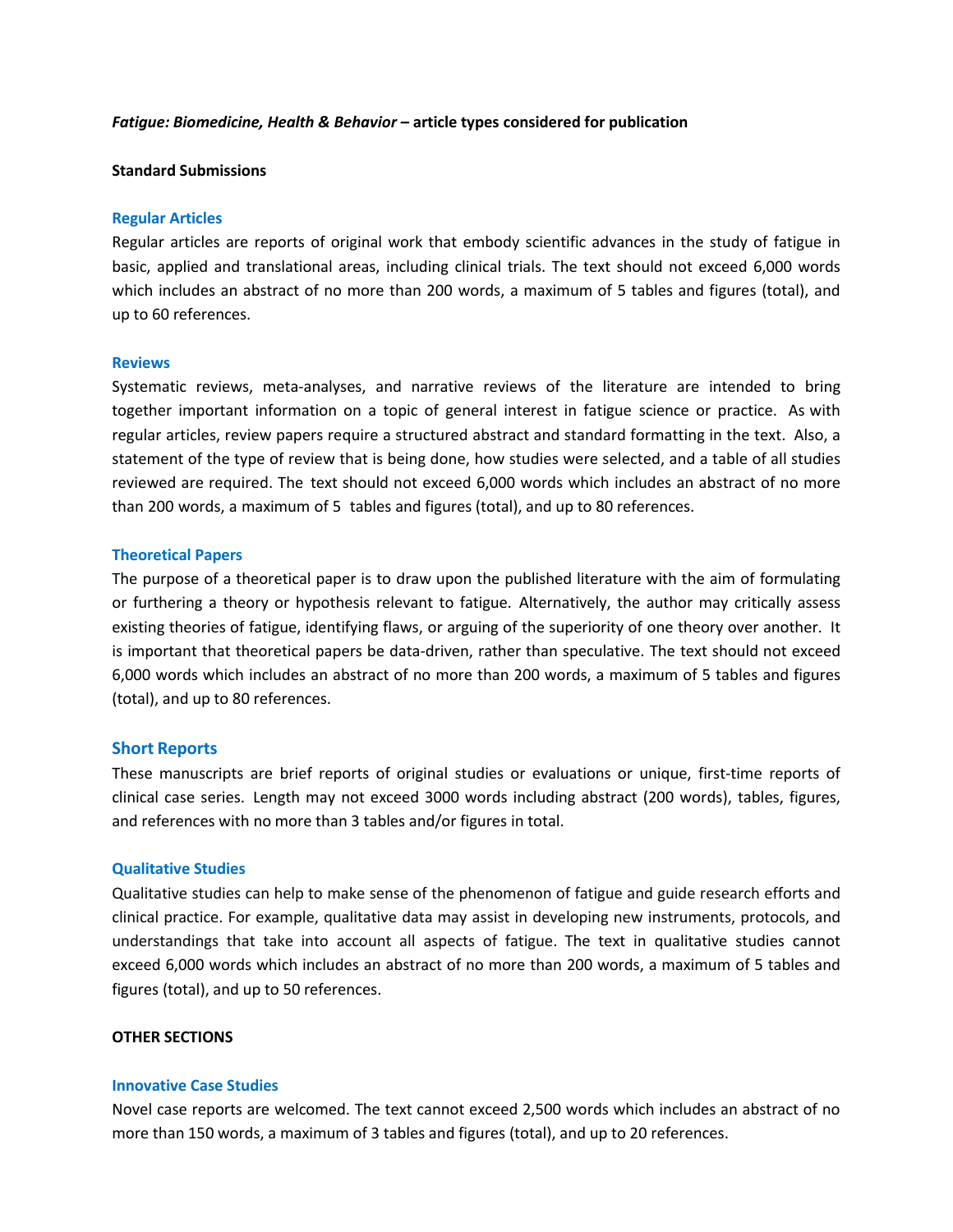***Fatigue: Biomedicine, Health & Behavior* – article types considered for publication**

**Standard Submissions**

### Regular Articles

Regular articles are reports of original work that embody scientific advances in the study of fatigue in basic, applied and translational areas, including clinical trials. The text should not exceed 6,000 words which includes an abstract of no more than 200 words, a maximum of 5 tables and figures (total), and up to 60 references.

### Reviews

Systematic reviews, meta-analyses, and narrative reviews of the literature are intended to bring together important information on a topic of general interest in fatigue science or practice. As with regular articles, review papers require a structured abstract and standard formatting in the text. Also, a statement of the type of review that is being done, how studies were selected, and a table of all studies reviewed are required. The text should not exceed 6,000 words which includes an abstract of no more than 200 words, a maximum of 5 tables and figures (total), and up to 80 references.

### Theoretical Papers

The purpose of a theoretical paper is to draw upon the published literature with the aim of formulating or furthering a theory or hypothesis relevant to fatigue. Alternatively, the author may critically assess existing theories of fatigue, identifying flaws, or arguing of the superiority of one theory over another. It is important that theoretical papers be data-driven, rather than speculative. The text should not exceed 6,000 words which includes an abstract of no more than 200 words, a maximum of 5 tables and figures (total), and up to 80 references.

### Short Reports

These manuscripts are brief reports of original studies or evaluations or unique, first-time reports of clinical case series. Length may not exceed 3000 words including abstract (200 words), tables, figures, and references with no more than 3 tables and/or figures in total.

### Qualitative Studies

Qualitative studies can help to make sense of the phenomenon of fatigue and guide research efforts and clinical practice. For example, qualitative data may assist in developing new instruments, protocols, and understandings that take into account all aspects of fatigue. The text in qualitative studies cannot exceed 6,000 words which includes an abstract of no more than 200 words, a maximum of 5 tables and figures (total), and up to 50 references.

**OTHER SECTIONS**

### Innovative Case Studies

Novel case reports are welcomed. The text cannot exceed 2,500 words which includes an abstract of no more than 150 words, a maximum of 3 tables and figures (total), and up to 20 references.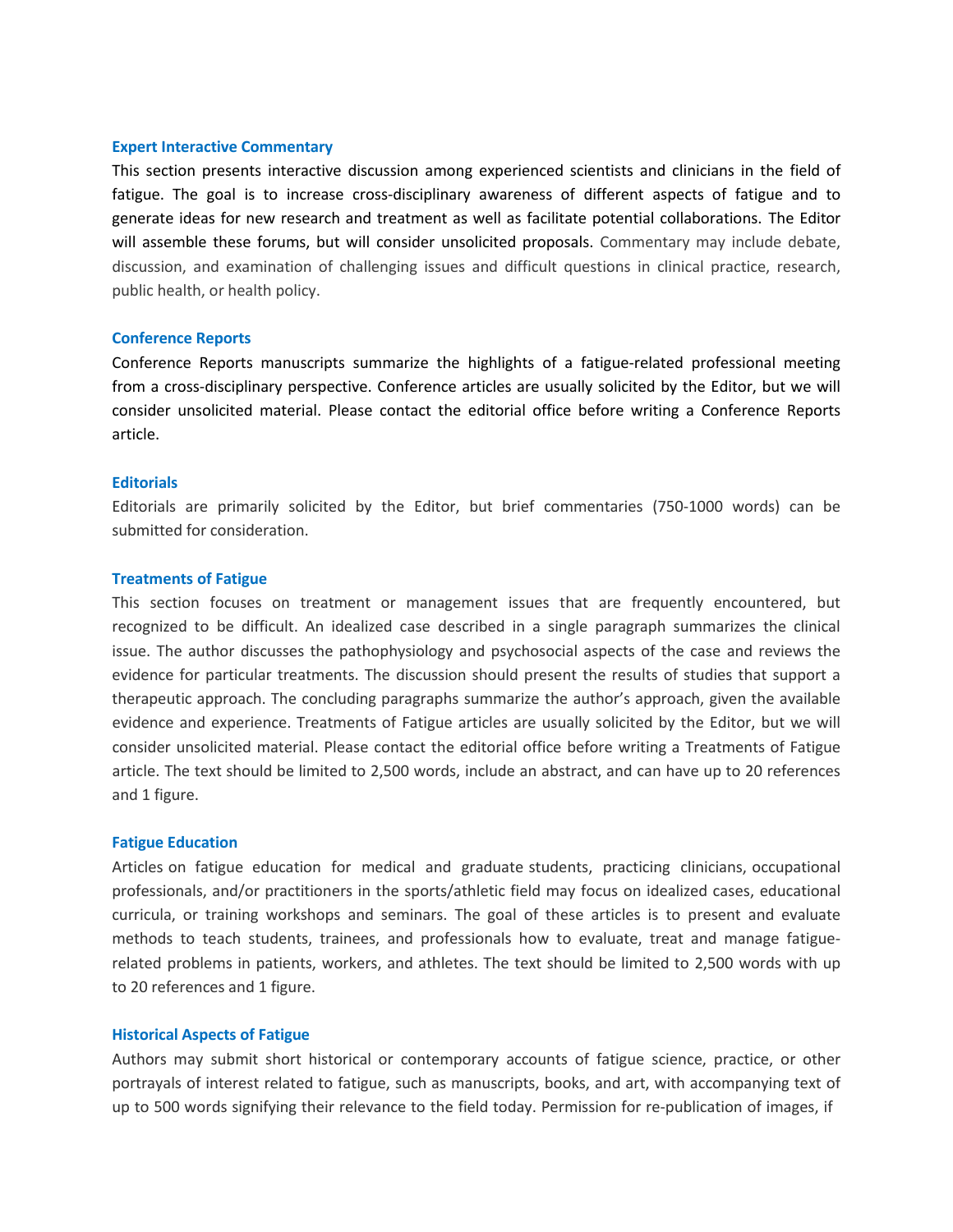### Expert Interactive Commentary

This section presents interactive discussion among experienced scientists and clinicians in the field of fatigue. The goal is to increase cross-disciplinary awareness of different aspects of fatigue and to generate ideas for new research and treatment as well as facilitate potential collaborations. The Editor will assemble these forums, but will consider unsolicited proposals. Commentary may include debate, discussion, and examination of challenging issues and difficult questions in clinical practice, research, public health, or health policy.

### Conference Reports

Conference Reports manuscripts summarize the highlights of a fatigue-related professional meeting from a cross-disciplinary perspective. Conference articles are usually solicited by the Editor, but we will consider unsolicited material. Please contact the editorial office before writing a Conference Reports article.

### Editorials

Editorials are primarily solicited by the Editor, but brief commentaries (750-1000 words) can be submitted for consideration.

### Treatments of Fatigue

This section focuses on treatment or management issues that are frequently encountered, but recognized to be difficult. An idealized case described in a single paragraph summarizes the clinical issue. The author discusses the pathophysiology and psychosocial aspects of the case and reviews the evidence for particular treatments. The discussion should present the results of studies that support a therapeutic approach. The concluding paragraphs summarize the author's approach, given the available evidence and experience. Treatments of Fatigue articles are usually solicited by the Editor, but we will consider unsolicited material. Please contact the editorial office before writing a Treatments of Fatigue article. The text should be limited to 2,500 words, include an abstract, and can have up to 20 references and 1 figure.

### Fatigue Education

Articles on fatigue education for medical and graduate students, practicing clinicians, occupational professionals, and/or practitioners in the sports/athletic field may focus on idealized cases, educational curricula, or training workshops and seminars. The goal of these articles is to present and evaluate methods to teach students, trainees, and professionals how to evaluate, treat and manage fatigue-related problems in patients, workers, and athletes. The text should be limited to 2,500 words with up to 20 references and 1 figure.

### Historical Aspects of Fatigue

Authors may submit short historical or contemporary accounts of fatigue science, practice, or other portrayals of interest related to fatigue, such as manuscripts, books, and art, with accompanying text of up to 500 words signifying their relevance to the field today. Permission for re-publication of images, if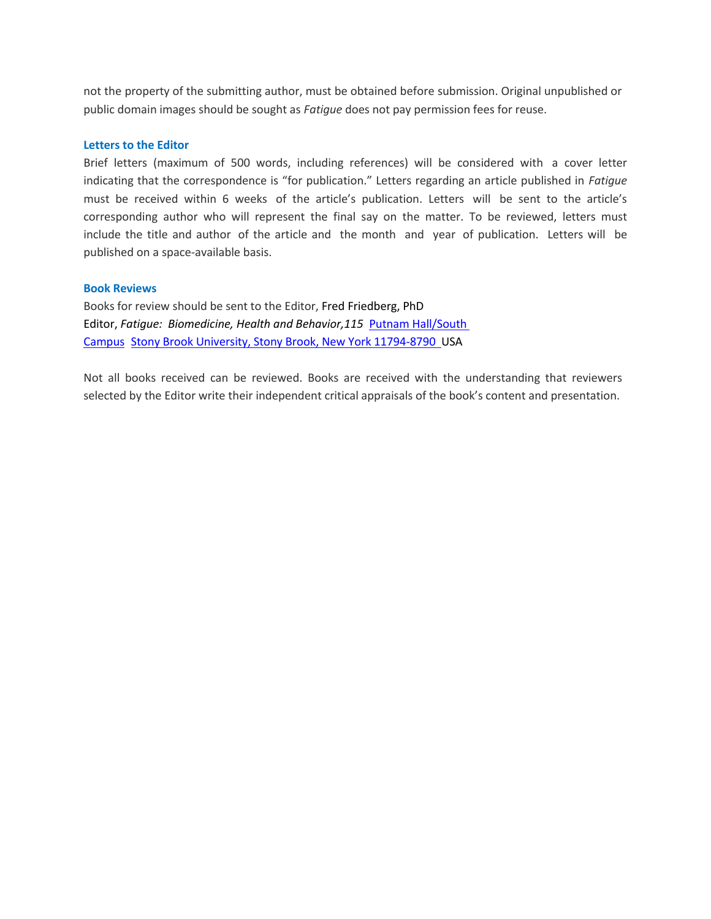not the property of the submitting author, must be obtained before submission. Original unpublished or public domain images should be sought as *Fatigue* does not pay permission fees for reuse.

### Letters to the Editor

Brief letters (maximum of 500 words, including references) will be considered with a cover letter indicating that the correspondence is "for publication." Letters regarding an article published in *Fatigue* must be received within 6 weeks of the article's publication. Letters will be sent to the article's corresponding author who will represent the final say on the matter. To be reviewed, letters must include the title and author of the article and the month and year of publication. Letters will be published on a space-available basis.

### Book Reviews

Books for review should be sent to the Editor, Fred Friedberg, PhD
Editor, *Fatigue: Biomedicine, Health and Behavior,115* Putnam Hall/South Campus Stony Brook University, Stony Brook, New York 11794-8790 USA

Not all books received can be reviewed. Books are received with the understanding that reviewers selected by the Editor write their independent critical appraisals of the book's content and presentation.